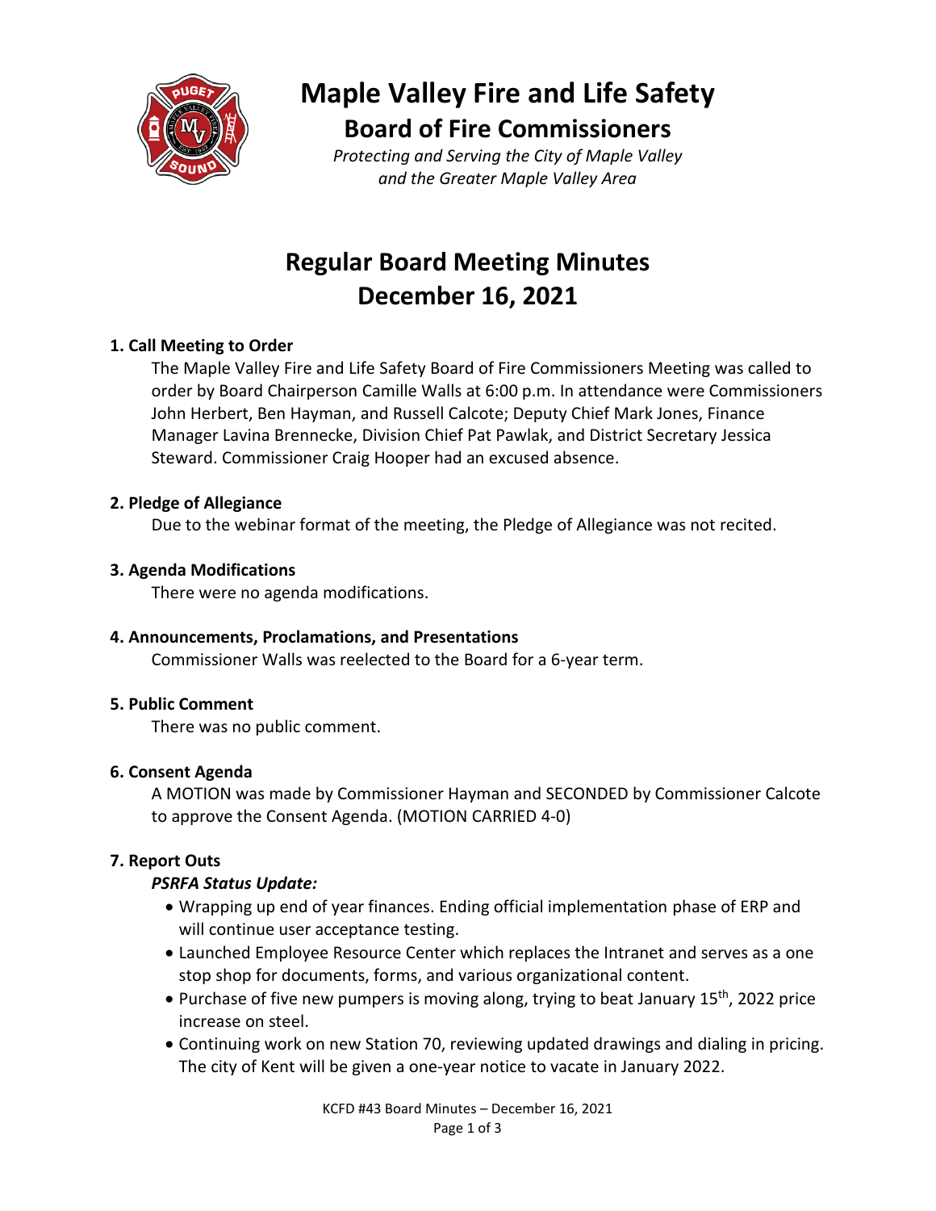# Maple Valley Fire and Life Safety

## Board of Fire Commissioners

*Protecting and Serving the City of Maple Valley and the Greater Maple Valley Area*

# Regular Board Meeting Minutes
# December 16, 2021

### 1. Call Meeting to Order

The Maple Valley Fire and Life Safety Board of Fire Commissioners Meeting was called to order by Board Chairperson Camille Walls at 6:00 p.m. In attendance were Commissioners John Herbert, Ben Hayman, and Russell Calcote; Deputy Chief Mark Jones, Finance Manager Lavina Brennecke, Division Chief Pat Pawlak, and District Secretary Jessica Steward. Commissioner Craig Hooper had an excused absence.

### 2. Pledge of Allegiance

Due to the webinar format of the meeting, the Pledge of Allegiance was not recited.

### 3. Agenda Modifications

There were no agenda modifications.

### 4. Announcements, Proclamations, and Presentations

Commissioner Walls was reelected to the Board for a 6-year term.

### 5. Public Comment

There was no public comment.

### 6. Consent Agenda

A MOTION was made by Commissioner Hayman and SECONDED by Commissioner Calcote to approve the Consent Agenda. (MOTION CARRIED 4-0)

### 7. Report Outs

***PSRFA Status Update:***

- Wrapping up end of year finances. Ending official implementation phase of ERP and will continue user acceptance testing.
- Launched Employee Resource Center which replaces the Intranet and serves as a one stop shop for documents, forms, and various organizational content.
- Purchase of five new pumpers is moving along, trying to beat January 15th, 2022 price increase on steel.
- Continuing work on new Station 70, reviewing updated drawings and dialing in pricing. The city of Kent will be given a one-year notice to vacate in January 2022.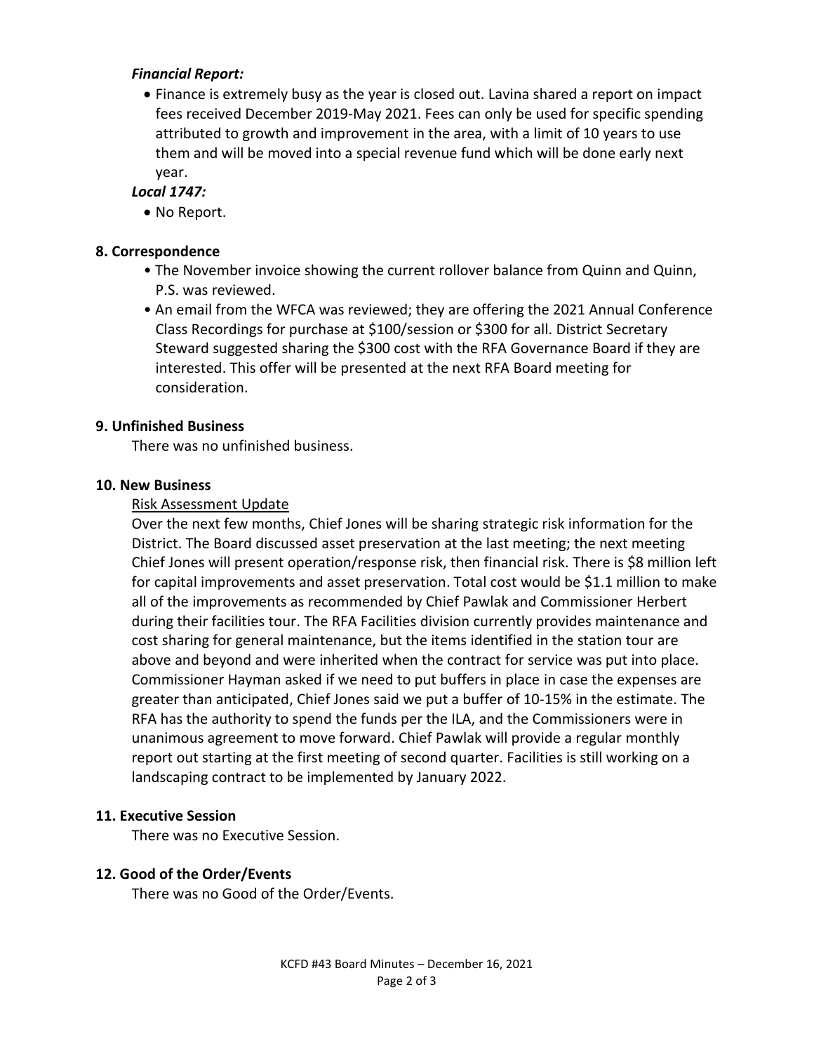***Financial Report:***

- Finance is extremely busy as the year is closed out. Lavina shared a report on impact fees received December 2019-May 2021. Fees can only be used for specific spending attributed to growth and improvement in the area, with a limit of 10 years to use them and will be moved into a special revenue fund which will be done early next year.

***Local 1747:***

- No Report.

## 8. Correspondence

- The November invoice showing the current rollover balance from Quinn and Quinn, P.S. was reviewed.
- An email from the WFCA was reviewed; they are offering the 2021 Annual Conference Class Recordings for purchase at $100/session or $300 for all. District Secretary Steward suggested sharing the $300 cost with the RFA Governance Board if they are interested. This offer will be presented at the next RFA Board meeting for consideration.

## 9. Unfinished Business

There was no unfinished business.

## 10. New Business

Risk Assessment Update

Over the next few months, Chief Jones will be sharing strategic risk information for the District. The Board discussed asset preservation at the last meeting; the next meeting Chief Jones will present operation/response risk, then financial risk. There is $8 million left for capital improvements and asset preservation. Total cost would be $1.1 million to make all of the improvements as recommended by Chief Pawlak and Commissioner Herbert during their facilities tour. The RFA Facilities division currently provides maintenance and cost sharing for general maintenance, but the items identified in the station tour are above and beyond and were inherited when the contract for service was put into place. Commissioner Hayman asked if we need to put buffers in place in case the expenses are greater than anticipated, Chief Jones said we put a buffer of 10-15% in the estimate. The RFA has the authority to spend the funds per the ILA, and the Commissioners were in unanimous agreement to move forward. Chief Pawlak will provide a regular monthly report out starting at the first meeting of second quarter. Facilities is still working on a landscaping contract to be implemented by January 2022.

## 11. Executive Session

There was no Executive Session.

## 12. Good of the Order/Events

There was no Good of the Order/Events.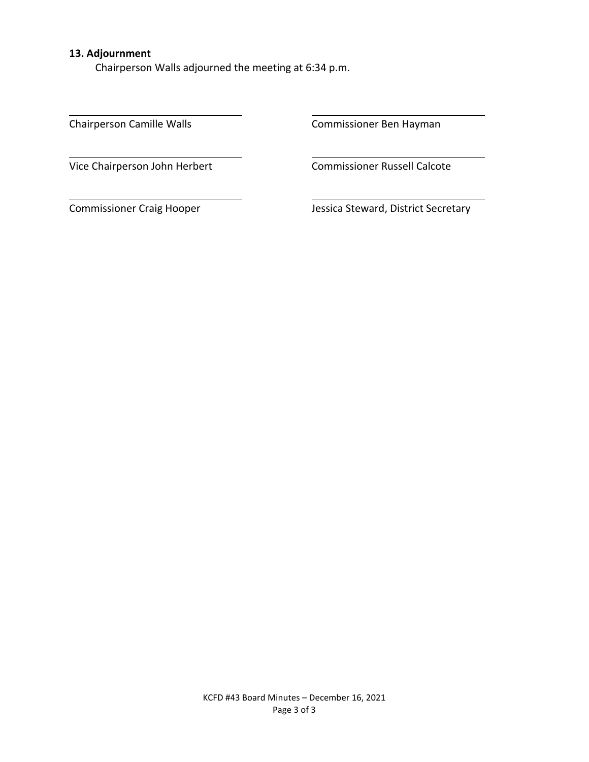### 13. Adjournment

Chairperson Walls adjourned the meeting at 6:34 p.m.

| | |
|---|---|
| ______________________________ | ______________________________ |
| Chairperson Camille Walls | Commissioner Ben Hayman |
| ______________________________ | ______________________________ |
| Vice Chairperson John Herbert | Commissioner Russell Calcote |
| ______________________________ | ______________________________ |
| Commissioner Craig Hooper | Jessica Steward, District Secretary |